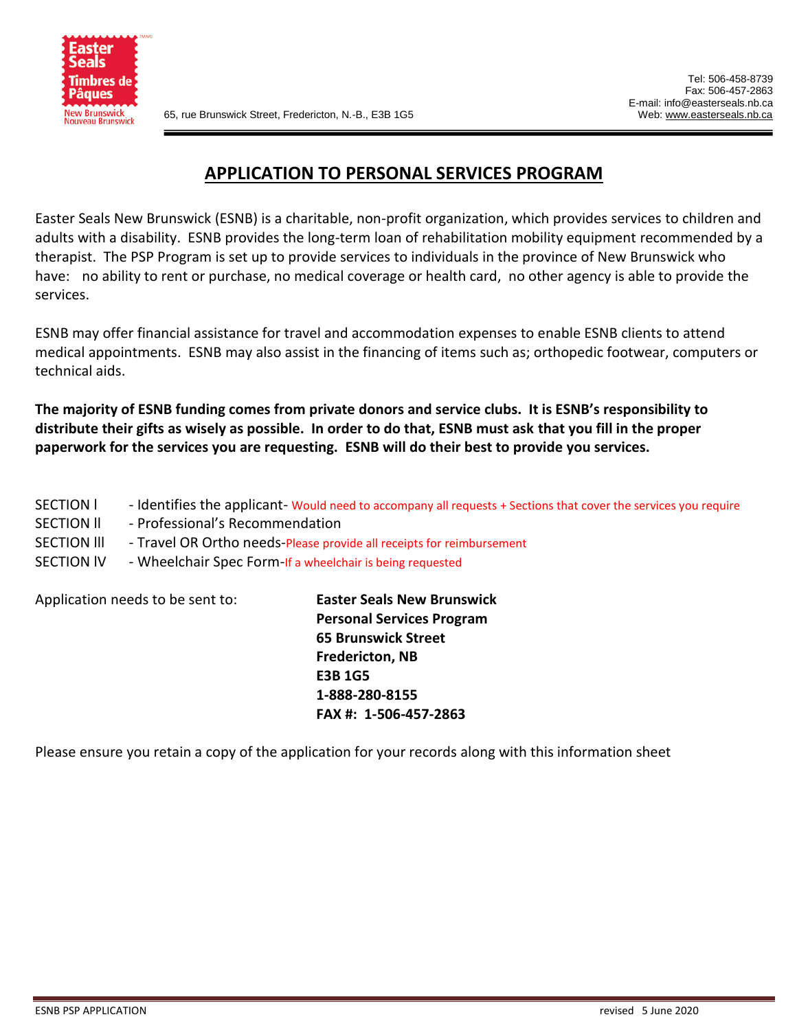65, rue Brunswick Street, Fredericton, N.-B., E3B 1G5

Tel: 506-458-8739
Fax: 506-457-2863
E-mail: info@easterseals.nb.ca
Web: www.easterseals.nb.ca

# APPLICATION TO PERSONAL SERVICES PROGRAM

Easter Seals New Brunswick (ESNB) is a charitable, non-profit organization, which provides services to children and adults with a disability. ESNB provides the long-term loan of rehabilitation mobility equipment recommended by a therapist. The PSP Program is set up to provide services to individuals in the province of New Brunswick who have: no ability to rent or purchase, no medical coverage or health card, no other agency is able to provide the services.

ESNB may offer financial assistance for travel and accommodation expenses to enable ESNB clients to attend medical appointments. ESNB may also assist in the financing of items such as; orthopedic footwear, computers or technical aids.

**The majority of ESNB funding comes from private donors and service clubs. It is ESNB's responsibility to distribute their gifts as wisely as possible. In order to do that, ESNB must ask that you fill in the proper paperwork for the services you are requesting. ESNB will do their best to provide you services.**

SECTION I - Identifies the applicant- Would need to accompany all requests + Sections that cover the services you require
SECTION II - Professional's Recommendation
SECTION III - Travel OR Ortho needs-Please provide all receipts for reimbursement
SECTION IV - Wheelchair Spec Form-If a wheelchair is being requested

Application needs to be sent to:

**Easter Seals New Brunswick**
**Personal Services Program**
**65 Brunswick Street**
**Fredericton, NB**
**E3B 1G5**
**1-888-280-8155**
**FAX #: 1-506-457-2863**

Please ensure you retain a copy of the application for your records along with this information sheet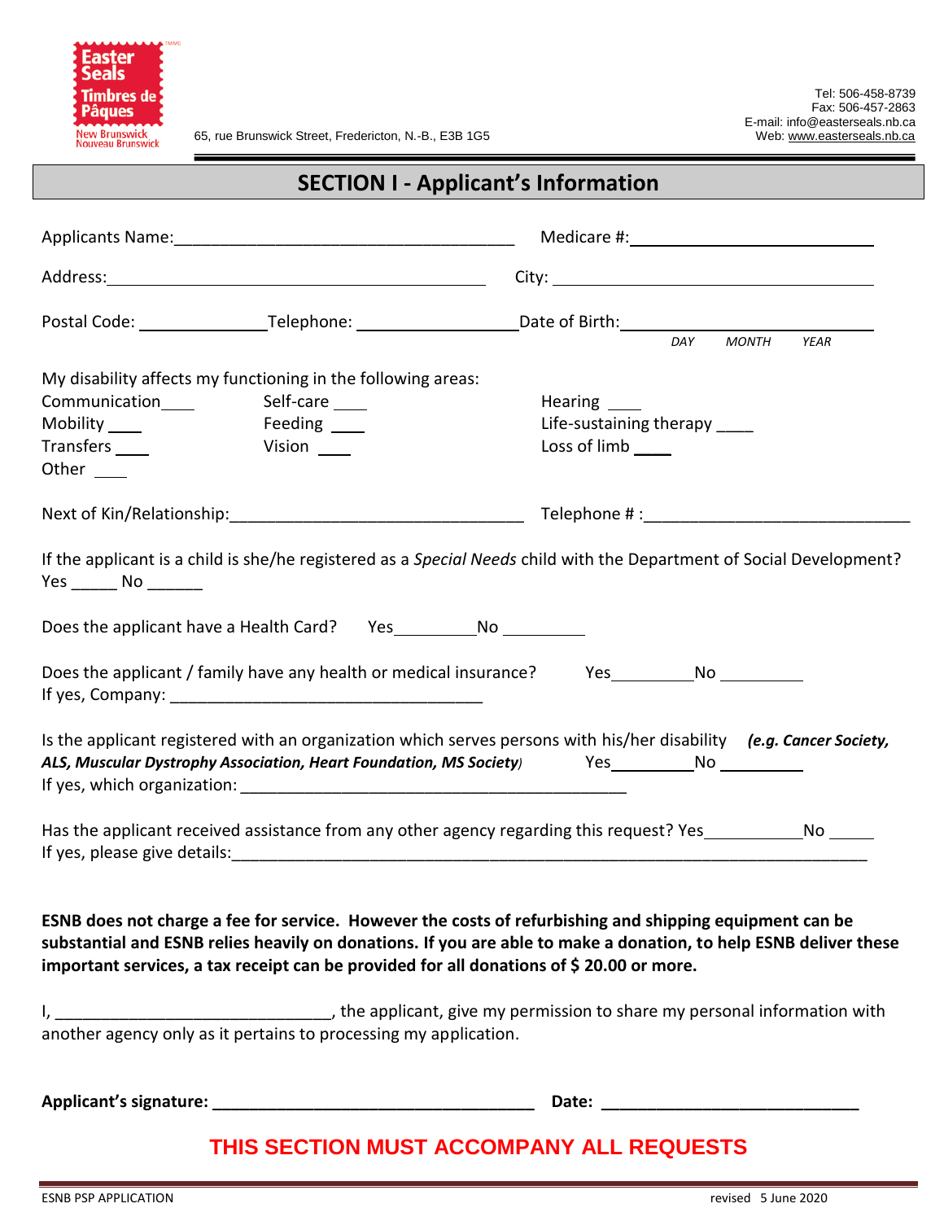Easter Seals Timbres de Pâques New Brunswick Nouveau Brunswick

65, rue Brunswick Street, Fredericton, N.-B., E3B 1G5

Tel: 506-458-8739
Fax: 506-457-2863
E-mail: info@easterseals.nb.ca
Web: www.easterseals.nb.ca

## SECTION I - Applicant's Information

Applicants Name:_____________________________________ Medicare #:___________________________

Address:_________________________________________ City: _______________________________________

Postal Code: ______________Telephone: _________________Date of Birth:___________________________
*DAY MONTH YEAR*

My disability affects my functioning in the following areas:

Communication____ Self-care ____ Hearing ____
Mobility ____ Feeding ____ Life-sustaining therapy ____
Transfers ____ Vision ____ Loss of limb ____
Other ____

Next of Kin/Relationship:________________________________ Telephone # :____________________________

If the applicant is a child is she/he registered as a *Special Needs* child with the Department of Social Development?
Yes _____ No ______

Does the applicant have a Health Card? Yes_________No _________

Does the applicant / family have any health or medical insurance? Yes_________No _________
If yes, Company: ___________________________________

Is the applicant registered with an organization which serves persons with his/her disability ***(e.g. Cancer Society, ALS, Muscular Dystrophy Association, Heart Foundation, MS Society)*** Yes_________No _________
If yes, which organization: _________________________________________

Has the applicant received assistance from any other agency regarding this request? Yes___________No _____
If yes, please give details:_______________________________________________________________________

**ESNB does not charge a fee for service. However the costs of refurbishing and shipping equipment can be substantial and ESNB relies heavily on donations. If you are able to make a donation, to help ESNB deliver these important services, a tax receipt can be provided for all donations of $ 20.00 or more.**

I, ______________________________, the applicant, give my permission to share my personal information with another agency only as it pertains to processing my application.

**Applicant's signature: ___________________________________ Date: ____________________________**

**THIS SECTION MUST ACCOMPANY ALL REQUESTS**

ESNB PSP APPLICATION revised 5 June 2020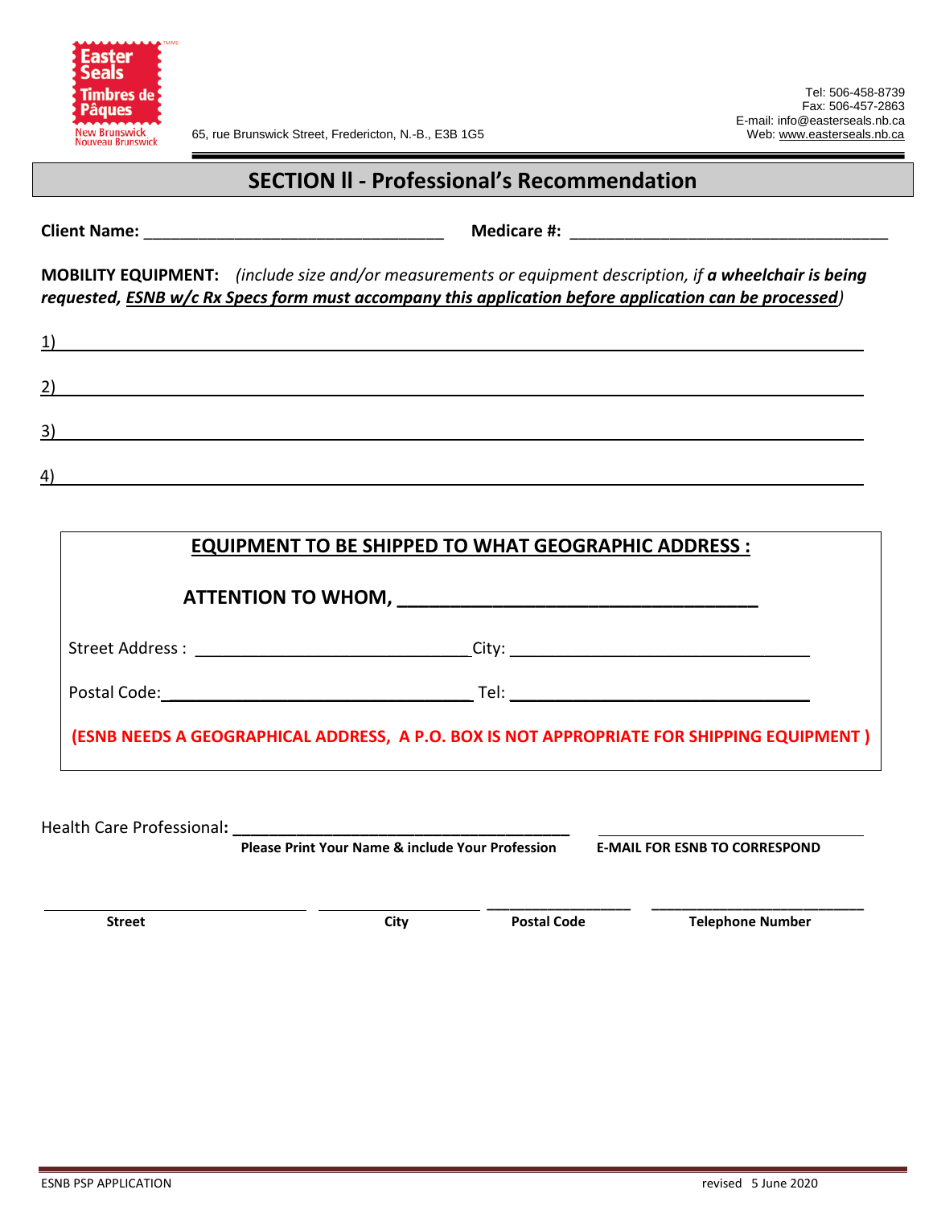Easter Seals Timbres de Pâques New Brunswick Nouveau Brunswick

65, rue Brunswick Street, Fredericton, N.-B., E3B 1G5

Tel: 506-458-8739
Fax: 506-457-2863
E-mail: info@easterseals.nb.ca
Web: www.easterseals.nb.ca

## SECTION ll - Professional's Recommendation

**Client Name:** ___________________________________ **Medicare #:** ____________________________________

**MOBILITY EQUIPMENT:** *(include size and/or measurements or equipment description, if* ***a wheelchair is being requested, ESNB w/c Rx Specs form must accompany this application before application can be processed****)*

1) ________________________________________________________________________________

2) ________________________________________________________________________________

3) ________________________________________________________________________________

4) ________________________________________________________________________________

**EQUIPMENT TO BE SHIPPED TO WHAT GEOGRAPHIC ADDRESS :**

**ATTENTION TO WHOM,** ___________________________________

Street Address : _______________________________City: __________________________________

Postal Code:___________________________________ Tel: __________________________________

**(ESNB NEEDS A GEOGRAPHICAL ADDRESS, A P.O. BOX IS NOT APPROPRIATE FOR SHIPPING EQUIPMENT )**

Health Care Professional: ________________________________________ ______________________________

**Please Print Your Name & include Your Profession** **E-MAIL FOR ESNB TO CORRESPOND**

______________________________ ___________________ _________________ _________________________

**Street** **City** **Postal Code** **Telephone Number**

ESNB PSP APPLICATION revised 5 June 2020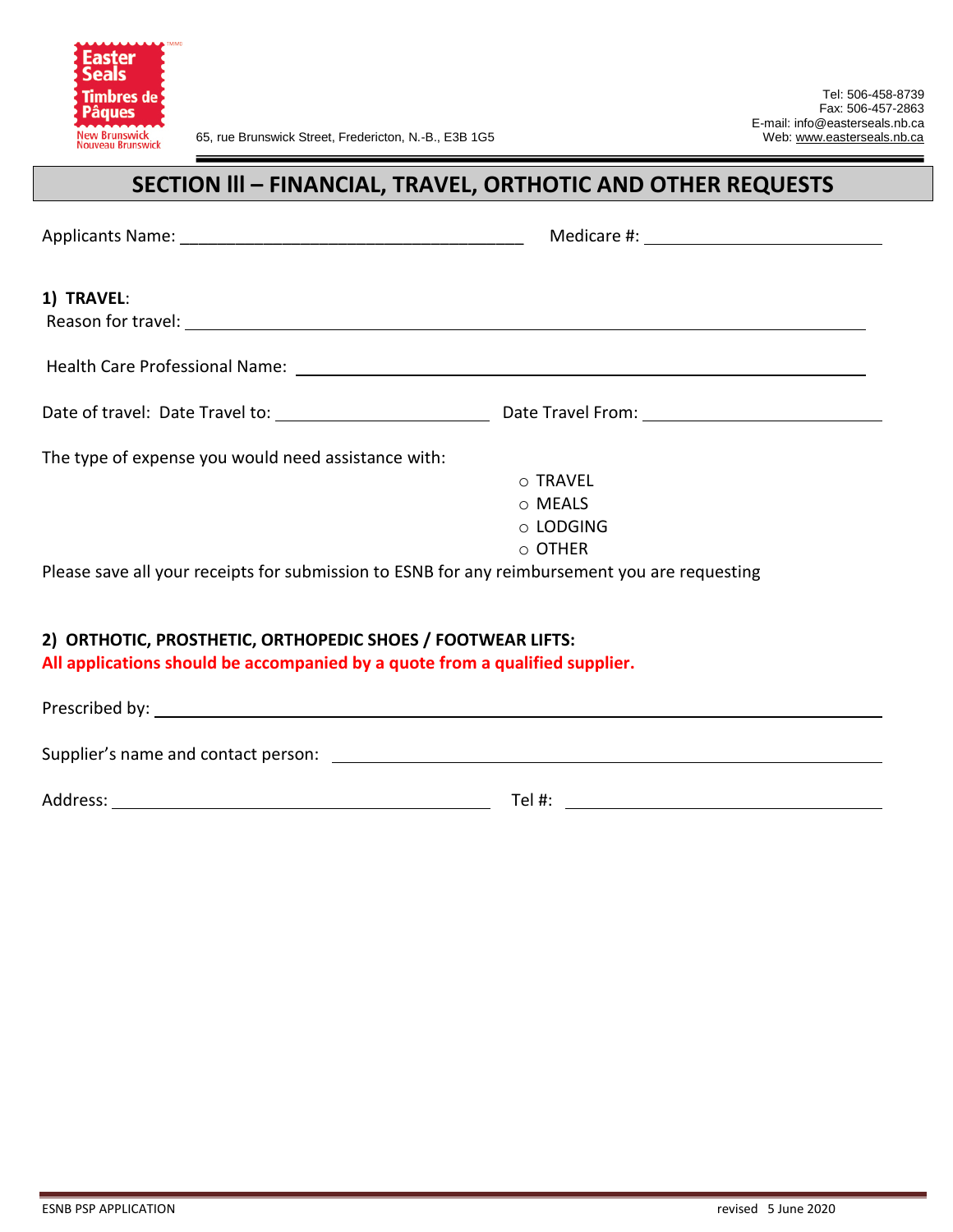Easter Seals Timbres de Pâques New Brunswick Nouveau Brunswick

65, rue Brunswick Street, Fredericton, N.-B., E3B 1G5

Tel: 506-458-8739
Fax: 506-457-2863
E-mail: info@easterseals.nb.ca
Web: www.easterseals.nb.ca

# SECTION lll – FINANCIAL, TRAVEL, ORTHOTIC AND OTHER REQUESTS

Applicants Name: ____________________________________ Medicare #: ______________________

**1) TRAVEL**:

Reason for travel: ____________________________________________________________

Health Care Professional Name: ________________________________________________

Date of travel: Date Travel to: ______________________ Date Travel From: ______________________

The type of expense you would need assistance with:

- ○ TRAVEL
- ○ MEALS
- ○ LODGING
- ○ OTHER

Please save all your receipts for submission to ESNB for any reimbursement you are requesting

**2) ORTHOTIC, PROSTHETIC, ORTHOPEDIC SHOES / FOOTWEAR LIFTS:**

**All applications should be accompanied by a quote from a qualified supplier.**

Prescribed by: ______________________________________________________________

Supplier's name and contact person: ______________________________________________

Address: ______________________________________ Tel #: ______________________

ESNB PSP APPLICATION revised 5 June 2020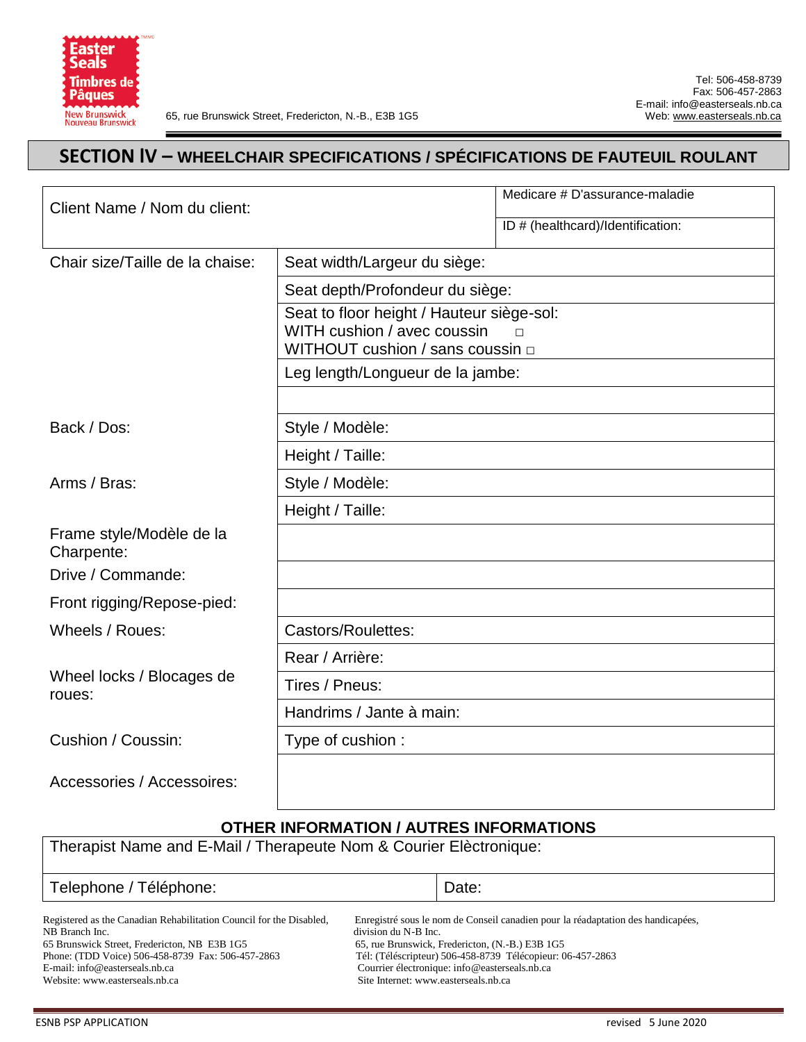65, rue Brunswick Street, Fredericton, N.-B., E3B 1G5

Tel: 506-458-8739
Fax: 506-457-2863
E-mail: info@easterseals.nb.ca
Web: www.easterseals.nb.ca

## SECTION IV – WHEELCHAIR SPECIFICATIONS / SPÉCIFICATIONS DE FAUTEUIL ROULANT

| | |
|---|---|
| Client Name / Nom du client: | Medicare # D'assurance-maladie |
| | ID # (healthcard)/Identification: |

| | |
|---|---|
| Chair size/Taille de la chaise: | Seat width/Largeur du siège: |
| | Seat depth/Profondeur du siège: |
| | Seat to floor height / Hauteur siège-sol:<br>WITH cushion / avec coussin ☐<br>WITHOUT cushion / sans coussin ☐ |
| | Leg length/Longueur de la jambe: |
| | |
| Back / Dos: | Style / Modèle: |
| | Height / Taille: |
| Arms / Bras: | Style / Modèle: |
| | Height / Taille: |
| Frame style/Modèle de la Charpente: | |
| Drive / Commande: | |
| Front rigging/Repose-pied: | |
| Wheels / Roues: | Castors/Roulettes: |
| | Rear / Arrière: |
| Wheel locks / Blocages de roues: | Tires / Pneus: |
| | Handrims / Jante à main: |
| Cushion / Coussin: | Type of cushion : |
| Accessories / Accessoires: | |

### OTHER INFORMATION / AUTRES INFORMATIONS

| | |
|---|---|
| Therapist Name and E-Mail / Therapeute Nom & Courier Elèctronique: | |
| Telephone / Téléphone: | Date: |

Registered as the Canadian Rehabilitation Council for the Disabled, NB Branch Inc.
65 Brunswick Street, Fredericton, NB E3B 1G5
Phone: (TDD Voice) 506-458-8739 Fax: 506-457-2863
E-mail: info@easterseals.nb.ca
Website: www.easterseals.nb.ca

Enregistré sous le nom de Conseil canadien pour la réadaptation des handicapées, division du N-B Inc.
65, rue Brunswick, Fredericton, (N.-B.) E3B 1G5
Tél: (Téléscripteur) 506-458-8739 Télécopieur: 06-457-2863
Courrier électronique: info@easterseals.nb.ca
Site Internet: www.easterseals.nb.ca